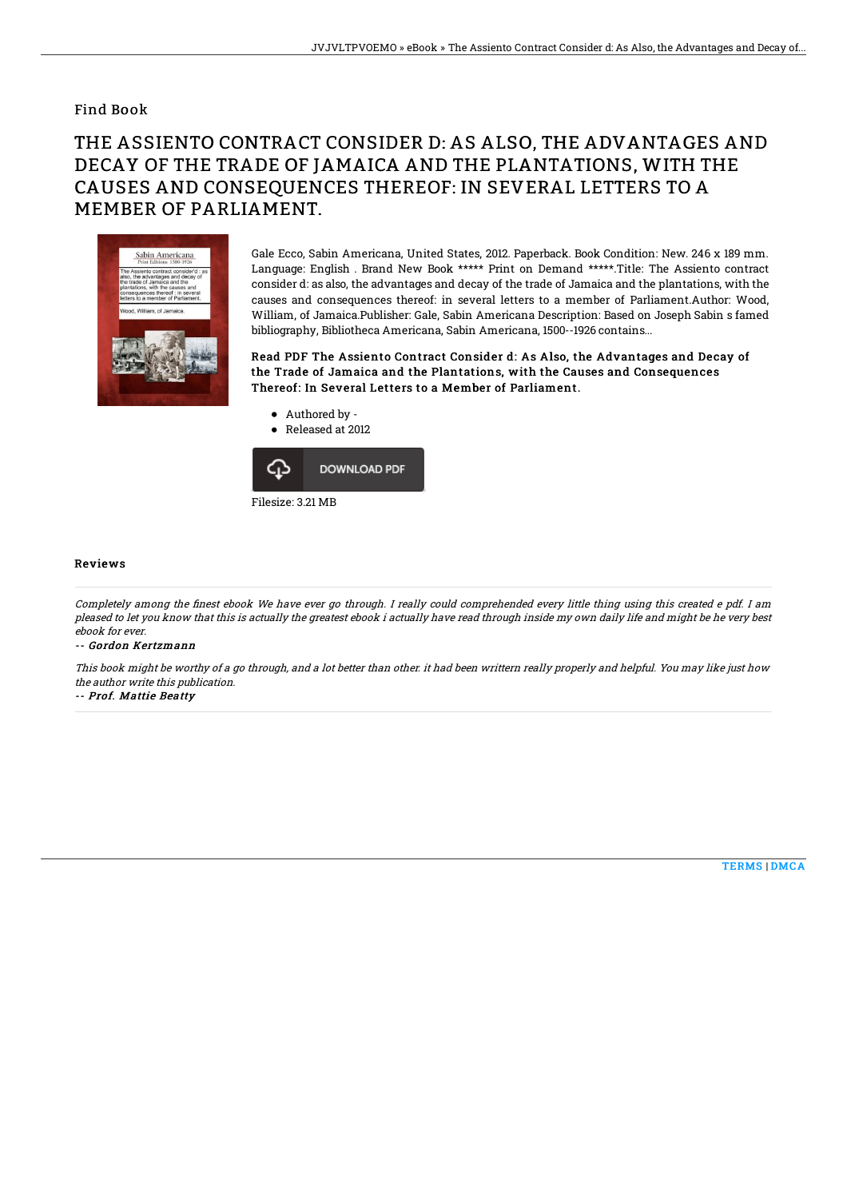## Find Book

# THE ASSIENTO CONTRACT CONSIDER D: AS ALSO, THE ADVANTAGES AND DECAY OF THE TRADE OF JAMAICA AND THE PLANTATIONS, WITH THE CAUSES AND CONSEQUENCES THEREOF: IN SEVERAL LETTERS TO A MEMBER OF PARLIAMENT.

Gale Ecco, Sabin Americana, United States, 2012. Paperback. Book Condition: New. 246 x 189 mm. Language: English . Brand New Book ***** Print on Demand *****.Title: The Assiento contract consider d: as also, the advantages and decay of the trade of Jamaica and the plantations, with the causes and consequences thereof: in several letters to a member of Parliament.Author: Wood, William, of Jamaica.Publisher: Gale, Sabin Americana Description: Based on Joseph Sabin s famed bibliography, Bibliotheca Americana, Sabin Americana, 1500--1926 contains...

**Read PDF The Assiento Contract Consider d: As Also, the Advantages and Decay of the Trade of Jamaica and the Plantations, with the Causes and Consequences Thereof: In Several Letters to a Member of Parliament.**

- Authored by -
- Released at 2012

DOWNLOAD PDF

Filesize: 3.21 MB

### Reviews

*Completely among the finest ebook We have ever go through. I really could comprehended every little thing using this created e pdf. I am pleased to let you know that this is actually the greatest ebook i actually have read through inside my own daily life and might be he very best ebook for ever.*

*-- Gordon Kertzmann*

*This book might be worthy of a go through, and a lot better than other. it had been writtern really properly and helpful. You may like just how the author write this publication.*

*-- Prof. Mattie Beatty*

TERMS | DMCA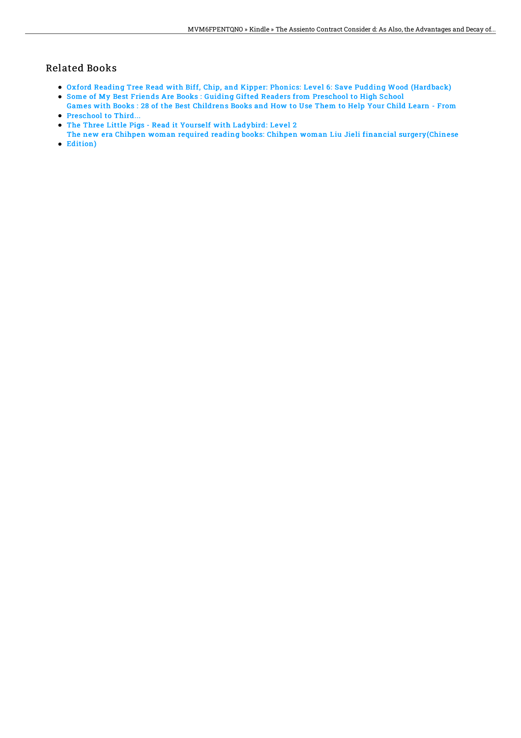## Related Books

- Oxford Reading Tree Read with Biff, Chip, and Kipper: Phonics: Level 6: Save Pudding Wood (Hardback)
- Some of My Best Friends Are Books : Guiding Gifted Readers from Preschool to High School
- Games with Books : 28 of the Best Childrens Books and How to Use Them to Help Your Child Learn - From Preschool to Third...
- The Three Little Pigs - Read it Yourself with Ladybird: Level 2
- The new era Chihpen woman required reading books: Chihpen woman Liu Jieli financial surgery(Chinese Edition)